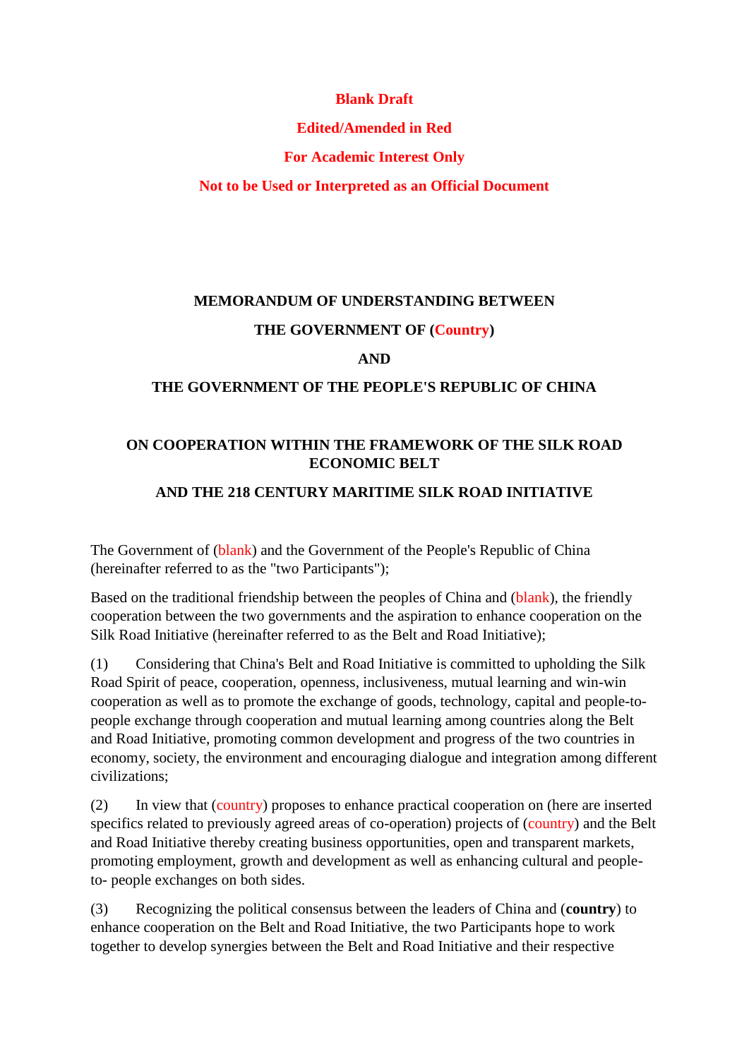**Blank Draft**

**Edited/Amended in Red**

**For Academic Interest Only**

**Not to be Used or Interpreted as an Official Document**

**MEMORANDUM OF UNDERSTANDING BETWEEN**

**THE GOVERNMENT OF (Country)**

**AND**

**THE GOVERNMENT OF THE PEOPLE'S REPUBLIC OF CHINA**

**ON COOPERATION WITHIN THE FRAMEWORK OF THE SILK ROAD ECONOMIC BELT**

**AND THE 218 CENTURY MARITIME SILK ROAD INITIATIVE**

The Government of (blank) and the Government of the People's Republic of China (hereinafter referred to as the "two Participants");

Based on the traditional friendship between the peoples of China and (blank), the friendly cooperation between the two governments and the aspiration to enhance cooperation on the Silk Road Initiative (hereinafter referred to as the Belt and Road Initiative);

(1) Considering that China's Belt and Road Initiative is committed to upholding the Silk Road Spirit of peace, cooperation, openness, inclusiveness, mutual learning and win-win cooperation as well as to promote the exchange of goods, technology, capital and people-to-people exchange through cooperation and mutual learning among countries along the Belt and Road Initiative, promoting common development and progress of the two countries in economy, society, the environment and encouraging dialogue and integration among different civilizations;

(2) In view that (country) proposes to enhance practical cooperation on (here are inserted specifics related to previously agreed areas of co-operation) projects of (country) and the Belt and Road Initiative thereby creating business opportunities, open and transparent markets, promoting employment, growth and development as well as enhancing cultural and people-to- people exchanges on both sides.

(3) Recognizing the political consensus between the leaders of China and (**country**) to enhance cooperation on the Belt and Road Initiative, the two Participants hope to work together to develop synergies between the Belt and Road Initiative and their respective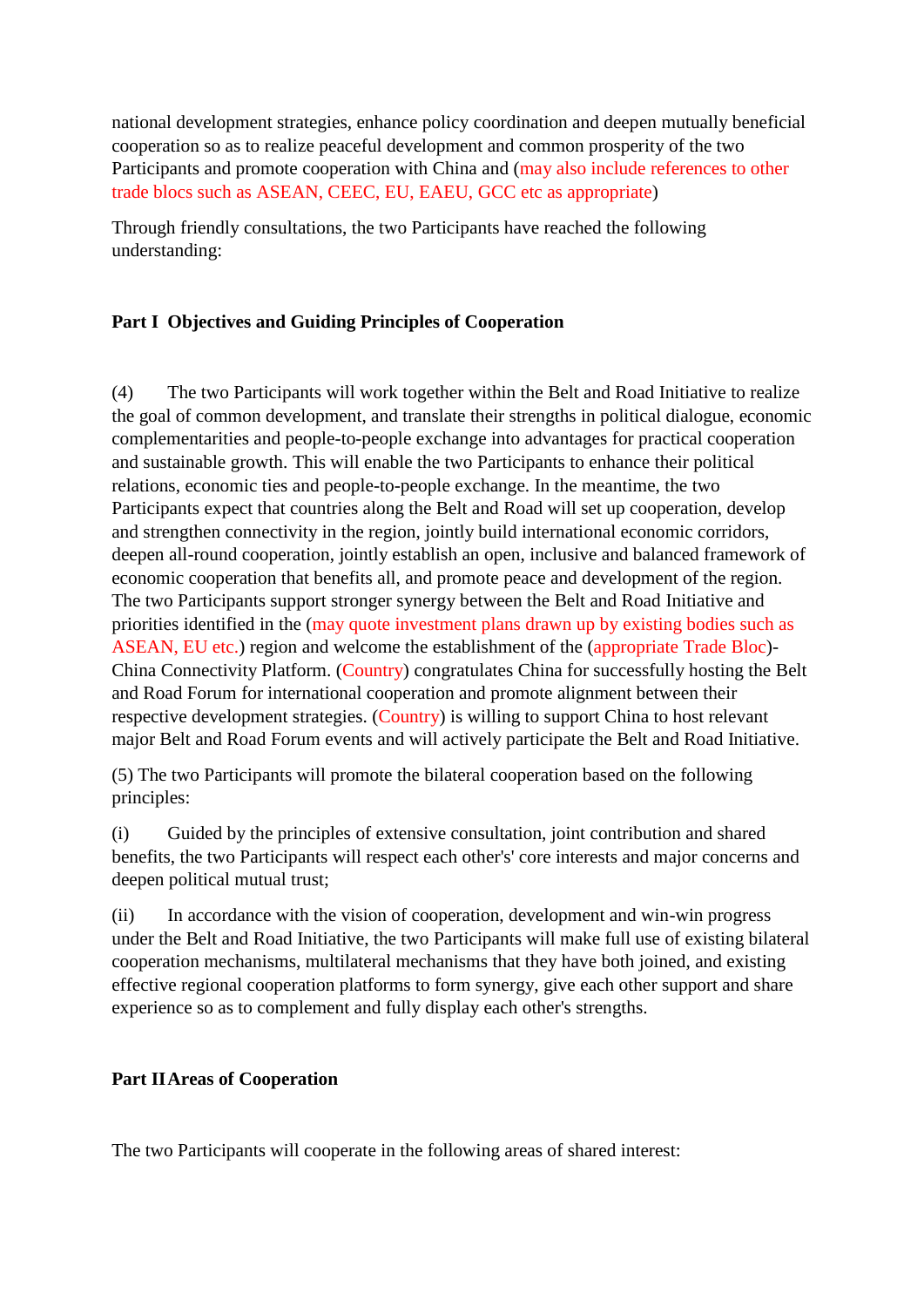national development strategies, enhance policy coordination and deepen mutually beneficial cooperation so as to realize peaceful development and common prosperity of the two Participants and promote cooperation with China and (may also include references to other trade blocs such as ASEAN, CEEC, EU, EAEU, GCC etc as appropriate)

Through friendly consultations, the two Participants have reached the following understanding:

**Part I Objectives and Guiding Principles of Cooperation**

(4) The two Participants will work together within the Belt and Road Initiative to realize the goal of common development, and translate their strengths in political dialogue, economic complementarities and people-to-people exchange into advantages for practical cooperation and sustainable growth. This will enable the two Participants to enhance their political relations, economic ties and people-to-people exchange. In the meantime, the two Participants expect that countries along the Belt and Road will set up cooperation, develop and strengthen connectivity in the region, jointly build international economic corridors, deepen all-round cooperation, jointly establish an open, inclusive and balanced framework of economic cooperation that benefits all, and promote peace and development of the region. The two Participants support stronger synergy between the Belt and Road Initiative and priorities identified in the (may quote investment plans drawn up by existing bodies such as ASEAN, EU etc.) region and welcome the establishment of the (appropriate Trade Bloc)-China Connectivity Platform. (Country) congratulates China for successfully hosting the Belt and Road Forum for international cooperation and promote alignment between their respective development strategies. (Country) is willing to support China to host relevant major Belt and Road Forum events and will actively participate the Belt and Road Initiative.

(5) The two Participants will promote the bilateral cooperation based on the following principles:

(i) Guided by the principles of extensive consultation, joint contribution and shared benefits, the two Participants will respect each other's' core interests and major concerns and deepen political mutual trust;

(ii) In accordance with the vision of cooperation, development and win-win progress under the Belt and Road Initiative, the two Participants will make full use of existing bilateral cooperation mechanisms, multilateral mechanisms that they have both joined, and existing effective regional cooperation platforms to form synergy, give each other support and share experience so as to complement and fully display each other's strengths.

**Part II Areas of Cooperation**

The two Participants will cooperate in the following areas of shared interest: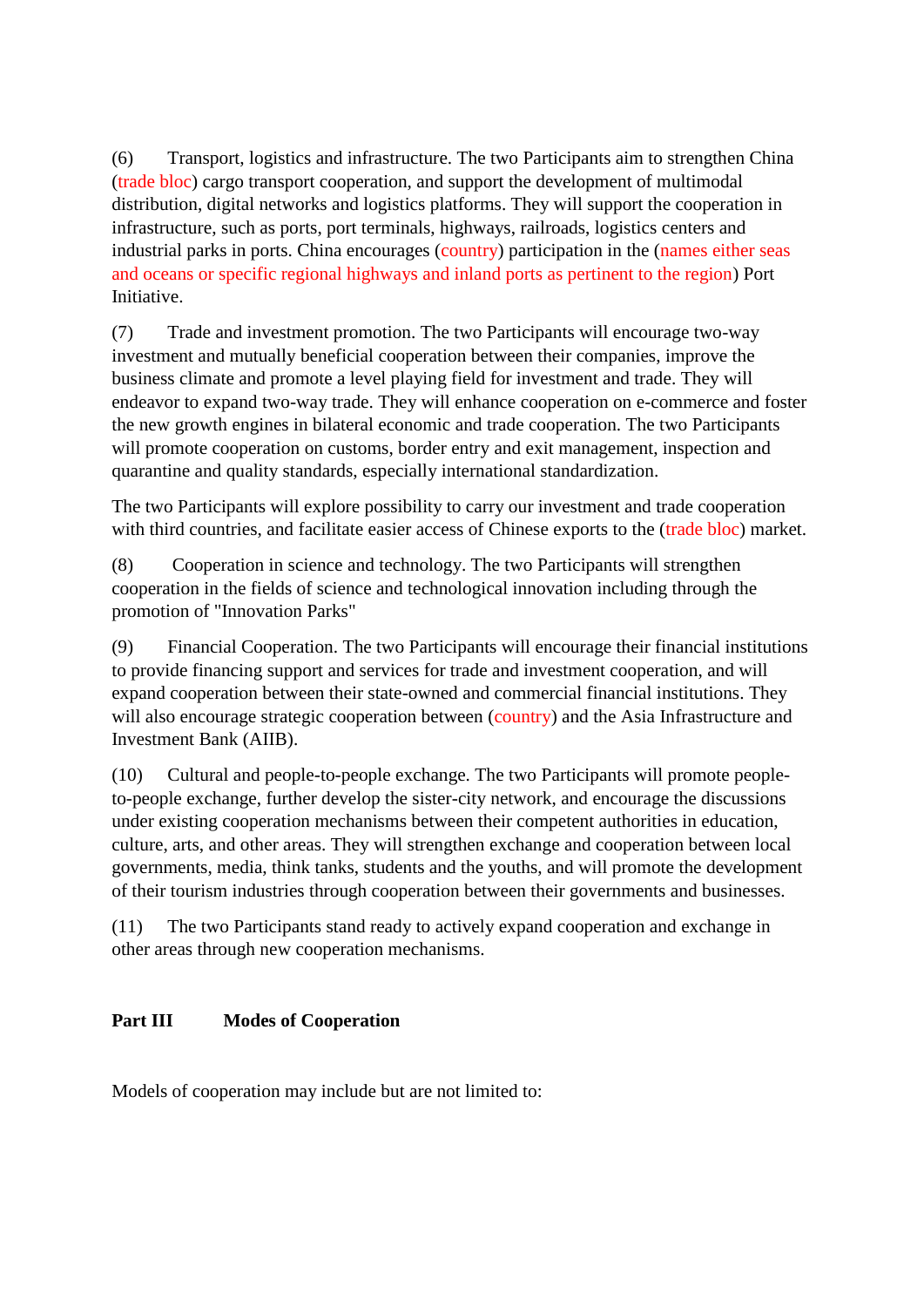(6) Transport, logistics and infrastructure. The two Participants aim to strengthen China (trade bloc) cargo transport cooperation, and support the development of multimodal distribution, digital networks and logistics platforms. They will support the cooperation in infrastructure, such as ports, port terminals, highways, railroads, logistics centers and industrial parks in ports. China encourages (country) participation in the (names either seas and oceans or specific regional highways and inland ports as pertinent to the region) Port Initiative.

(7) Trade and investment promotion. The two Participants will encourage two-way investment and mutually beneficial cooperation between their companies, improve the business climate and promote a level playing field for investment and trade. They will endeavor to expand two-way trade. They will enhance cooperation on e-commerce and foster the new growth engines in bilateral economic and trade cooperation. The two Participants will promote cooperation on customs, border entry and exit management, inspection and quarantine and quality standards, especially international standardization.

The two Participants will explore possibility to carry our investment and trade cooperation with third countries, and facilitate easier access of Chinese exports to the (trade bloc) market.

(8) Cooperation in science and technology. The two Participants will strengthen cooperation in the fields of science and technological innovation including through the promotion of "Innovation Parks"

(9) Financial Cooperation. The two Participants will encourage their financial institutions to provide financing support and services for trade and investment cooperation, and will expand cooperation between their state-owned and commercial financial institutions. They will also encourage strategic cooperation between (country) and the Asia Infrastructure and Investment Bank (AIIB).

(10) Cultural and people-to-people exchange. The two Participants will promote people-to-people exchange, further develop the sister-city network, and encourage the discussions under existing cooperation mechanisms between their competent authorities in education, culture, arts, and other areas. They will strengthen exchange and cooperation between local governments, media, think tanks, students and the youths, and will promote the development of their tourism industries through cooperation between their governments and businesses.

(11) The two Participants stand ready to actively expand cooperation and exchange in other areas through new cooperation mechanisms.

**Part III Modes of Cooperation**

Models of cooperation may include but are not limited to: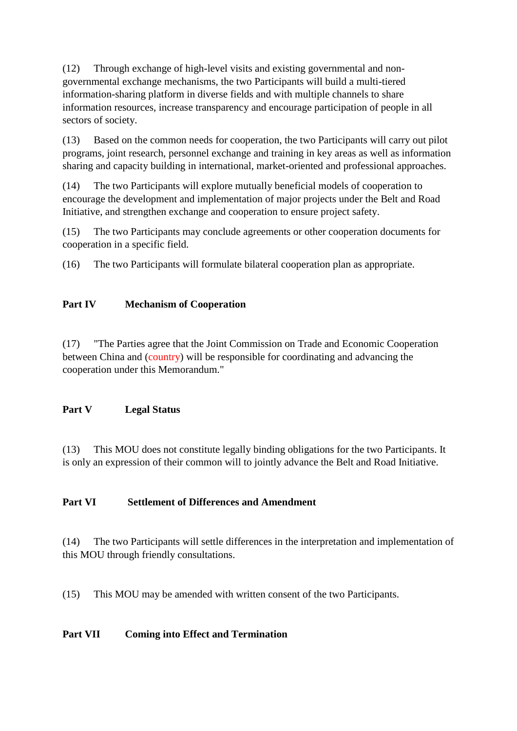(12) Through exchange of high-level visits and existing governmental and non-governmental exchange mechanisms, the two Participants will build a multi-tiered information-sharing platform in diverse fields and with multiple channels to share information resources, increase transparency and encourage participation of people in all sectors of society.

(13) Based on the common needs for cooperation, the two Participants will carry out pilot programs, joint research, personnel exchange and training in key areas as well as information sharing and capacity building in international, market-oriented and professional approaches.

(14) The two Participants will explore mutually beneficial models of cooperation to encourage the development and implementation of major projects under the Belt and Road Initiative, and strengthen exchange and cooperation to ensure project safety.

(15) The two Participants may conclude agreements or other cooperation documents for cooperation in a specific field.

(16) The two Participants will formulate bilateral cooperation plan as appropriate.

**Part IV Mechanism of Cooperation**

(17) "The Parties agree that the Joint Commission on Trade and Economic Cooperation between China and (country) will be responsible for coordinating and advancing the cooperation under this Memorandum."

**Part V Legal Status**

(13) This MOU does not constitute legally binding obligations for the two Participants. It is only an expression of their common will to jointly advance the Belt and Road Initiative.

**Part VI Settlement of Differences and Amendment**

(14) The two Participants will settle differences in the interpretation and implementation of this MOU through friendly consultations.

(15) This MOU may be amended with written consent of the two Participants.

**Part VII Coming into Effect and Termination**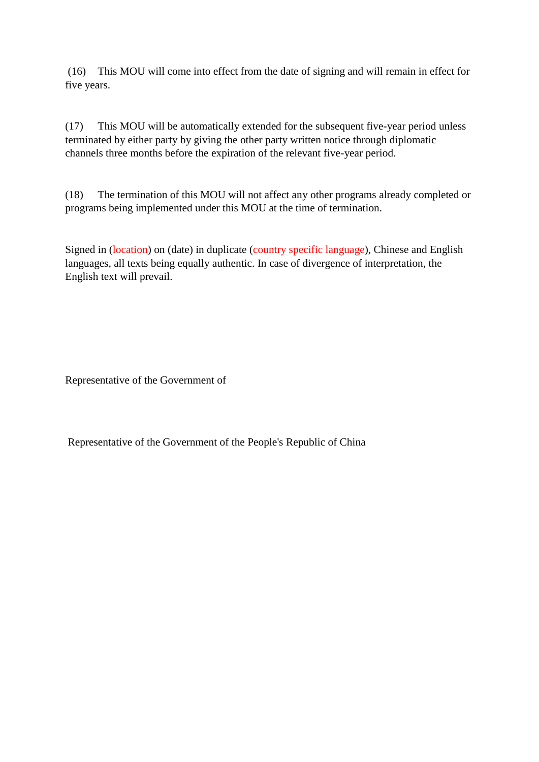(16) This MOU will come into effect from the date of signing and will remain in effect for five years.

(17) This MOU will be automatically extended for the subsequent five-year period unless terminated by either party by giving the other party written notice through diplomatic channels three months before the expiration of the relevant five-year period.

(18) The termination of this MOU will not affect any other programs already completed or programs being implemented under this MOU at the time of termination.

Signed in (location) on (date) in duplicate (country specific language), Chinese and English languages, all texts being equally authentic. In case of divergence of interpretation, the English text will prevail.

Representative of the Government of

Representative of the Government of the People's Republic of China